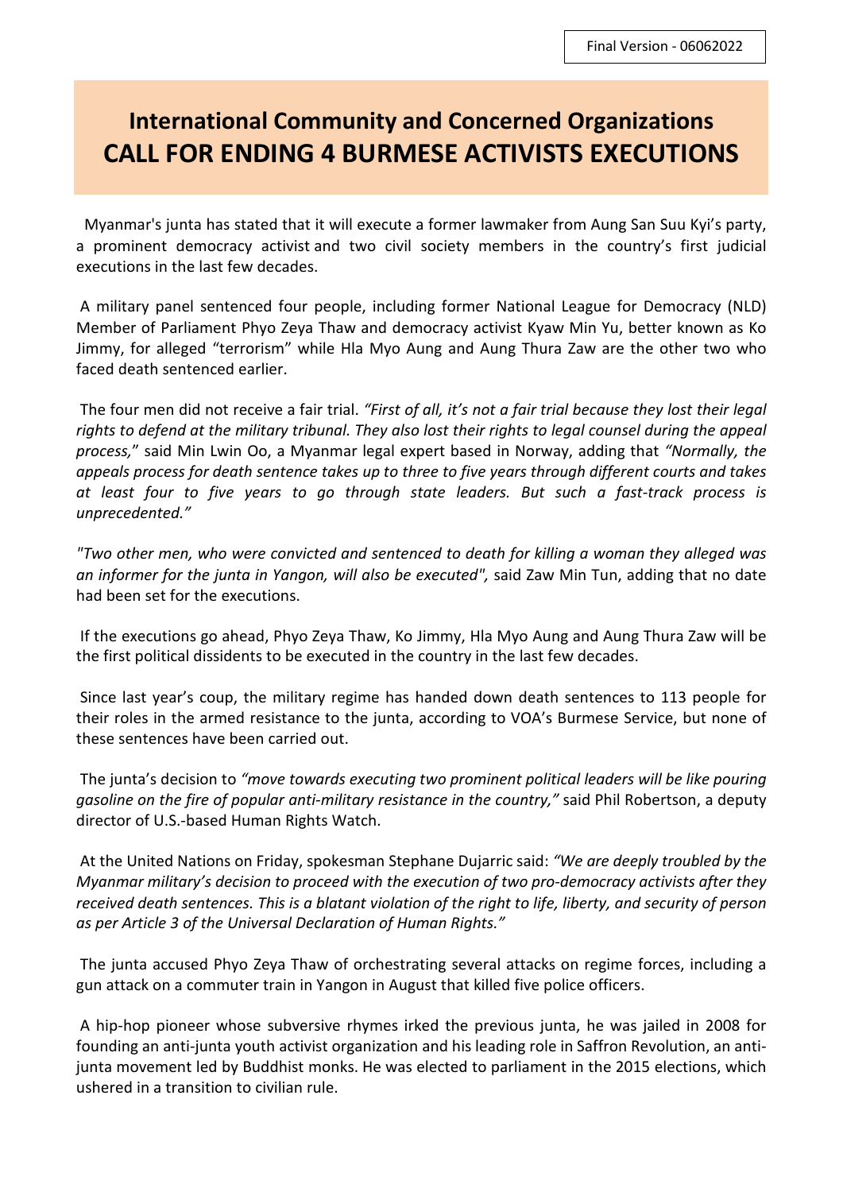Final Version - 06062022

# International Community and Concerned Organizations
# CALL FOR ENDING 4 BURMESE ACTIVISTS EXECUTIONS

Myanmar's junta has stated that it will execute a former lawmaker from Aung San Suu Kyi's party, a prominent democracy activist and two civil society members in the country's first judicial executions in the last few decades.

A military panel sentenced four people, including former National League for Democracy (NLD) Member of Parliament Phyo Zeya Thaw and democracy activist Kyaw Min Yu, better known as Ko Jimmy, for alleged "terrorism" while Hla Myo Aung and Aung Thura Zaw are the other two who faced death sentenced earlier.

The four men did not receive a fair trial. *"First of all, it's not a fair trial because they lost their legal rights to defend at the military tribunal. They also lost their rights to legal counsel during the appeal process,*" said Min Lwin Oo, a Myanmar legal expert based in Norway, adding that *"Normally, the appeals process for death sentence takes up to three to five years through different courts and takes at least four to five years to go through state leaders. But such a fast-track process is unprecedented."*

*"Two other men, who were convicted and sentenced to death for killing a woman they alleged was an informer for the junta in Yangon, will also be executed",* said Zaw Min Tun, adding that no date had been set for the executions.

If the executions go ahead, Phyo Zeya Thaw, Ko Jimmy, Hla Myo Aung and Aung Thura Zaw will be the first political dissidents to be executed in the country in the last few decades.

Since last year's coup, the military regime has handed down death sentences to 113 people for their roles in the armed resistance to the junta, according to VOA's Burmese Service, but none of these sentences have been carried out.

The junta's decision to *"move towards executing two prominent political leaders will be like pouring gasoline on the fire of popular anti-military resistance in the country,"* said Phil Robertson, a deputy director of U.S.-based Human Rights Watch.

At the United Nations on Friday, spokesman Stephane Dujarric said: *"We are deeply troubled by the Myanmar military's decision to proceed with the execution of two pro-democracy activists after they received death sentences. This is a blatant violation of the right to life, liberty, and security of person as per Article 3 of the Universal Declaration of Human Rights."*

The junta accused Phyo Zeya Thaw of orchestrating several attacks on regime forces, including a gun attack on a commuter train in Yangon in August that killed five police officers.

A hip-hop pioneer whose subversive rhymes irked the previous junta, he was jailed in 2008 for founding an anti-junta youth activist organization and his leading role in Saffron Revolution, an anti-junta movement led by Buddhist monks. He was elected to parliament in the 2015 elections, which ushered in a transition to civilian rule.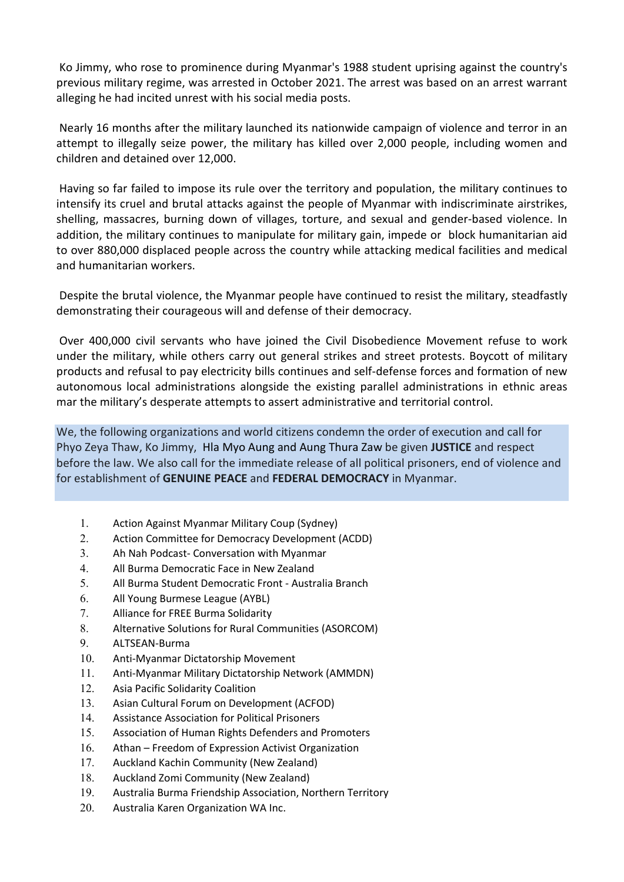Ko Jimmy, who rose to prominence during Myanmar's 1988 student uprising against the country's previous military regime, was arrested in October 2021. The arrest was based on an arrest warrant alleging he had incited unrest with his social media posts.

Nearly 16 months after the military launched its nationwide campaign of violence and terror in an attempt to illegally seize power, the military has killed over 2,000 people, including women and children and detained over 12,000.

Having so far failed to impose its rule over the territory and population, the military continues to intensify its cruel and brutal attacks against the people of Myanmar with indiscriminate airstrikes, shelling, massacres, burning down of villages, torture, and sexual and gender-based violence. In addition, the military continues to manipulate for military gain, impede or block humanitarian aid to over 880,000 displaced people across the country while attacking medical facilities and medical and humanitarian workers.

Despite the brutal violence, the Myanmar people have continued to resist the military, steadfastly demonstrating their courageous will and defense of their democracy.

Over 400,000 civil servants who have joined the Civil Disobedience Movement refuse to work under the military, while others carry out general strikes and street protests. Boycott of military products and refusal to pay electricity bills continues and self-defense forces and formation of new autonomous local administrations alongside the existing parallel administrations in ethnic areas mar the military's desperate attempts to assert administrative and territorial control.

We, the following organizations and world citizens condemn the order of execution and call for Phyo Zeya Thaw, Ko Jimmy, Hla Myo Aung and Aung Thura Zaw be given **JUSTICE** and respect before the law. We also call for the immediate release of all political prisoners, end of violence and for establishment of **GENUINE PEACE** and **FEDERAL DEMOCRACY** in Myanmar.

1. Action Against Myanmar Military Coup (Sydney)
2. Action Committee for Democracy Development (ACDD)
3. Ah Nah Podcast- Conversation with Myanmar
4. All Burma Democratic Face in New Zealand
5. All Burma Student Democratic Front - Australia Branch
6. All Young Burmese League (AYBL)
7. Alliance for FREE Burma Solidarity
8. Alternative Solutions for Rural Communities (ASORCOM)
9. ALTSEAN-Burma
10. Anti-Myanmar Dictatorship Movement
11. Anti-Myanmar Military Dictatorship Network (AMMDN)
12. Asia Pacific Solidarity Coalition
13. Asian Cultural Forum on Development (ACFOD)
14. Assistance Association for Political Prisoners
15. Association of Human Rights Defenders and Promoters
16. Athan – Freedom of Expression Activist Organization
17. Auckland Kachin Community (New Zealand)
18. Auckland Zomi Community (New Zealand)
19. Australia Burma Friendship Association, Northern Territory
20. Australia Karen Organization WA Inc.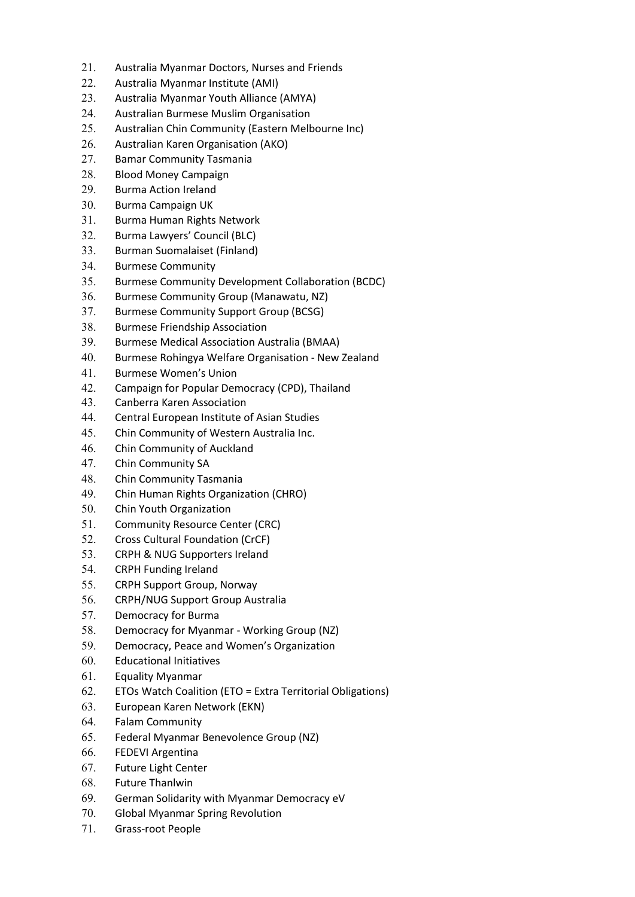21. Australia Myanmar Doctors, Nurses and Friends
22. Australia Myanmar Institute (AMI)
23. Australia Myanmar Youth Alliance (AMYA)
24. Australian Burmese Muslim Organisation
25. Australian Chin Community (Eastern Melbourne Inc)
26. Australian Karen Organisation (AKO)
27. Bamar Community Tasmania
28. Blood Money Campaign
29. Burma Action Ireland
30. Burma Campaign UK
31. Burma Human Rights Network
32. Burma Lawyers' Council (BLC)
33. Burman Suomalaiset (Finland)
34. Burmese Community
35. Burmese Community Development Collaboration (BCDC)
36. Burmese Community Group (Manawatu, NZ)
37. Burmese Community Support Group (BCSG)
38. Burmese Friendship Association
39. Burmese Medical Association Australia (BMAA)
40. Burmese Rohingya Welfare Organisation - New Zealand
41. Burmese Women's Union
42. Campaign for Popular Democracy (CPD), Thailand
43. Canberra Karen Association
44. Central European Institute of Asian Studies
45. Chin Community of Western Australia Inc.
46. Chin Community of Auckland
47. Chin Community SA
48. Chin Community Tasmania
49. Chin Human Rights Organization (CHRO)
50. Chin Youth Organization
51. Community Resource Center (CRC)
52. Cross Cultural Foundation (CrCF)
53. CRPH & NUG Supporters Ireland
54. CRPH Funding Ireland
55. CRPH Support Group, Norway
56. CRPH/NUG Support Group Australia
57. Democracy for Burma
58. Democracy for Myanmar - Working Group (NZ)
59. Democracy, Peace and Women's Organization
60. Educational Initiatives
61. Equality Myanmar
62. ETOs Watch Coalition (ETO = Extra Territorial Obligations)
63. European Karen Network (EKN)
64. Falam Community
65. Federal Myanmar Benevolence Group (NZ)
66. FEDEVI Argentina
67. Future Light Center
68. Future Thanlwin
69. German Solidarity with Myanmar Democracy eV
70. Global Myanmar Spring Revolution
71. Grass-root People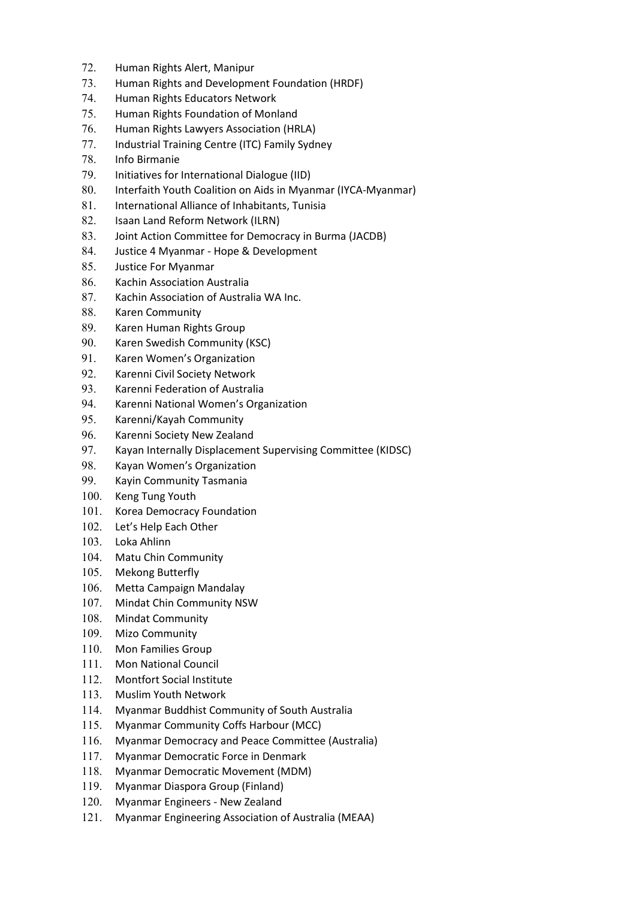72. Human Rights Alert, Manipur
73. Human Rights and Development Foundation (HRDF)
74. Human Rights Educators Network
75. Human Rights Foundation of Monland
76. Human Rights Lawyers Association (HRLA)
77. Industrial Training Centre (ITC) Family Sydney
78. Info Birmanie
79. Initiatives for International Dialogue (IID)
80. Interfaith Youth Coalition on Aids in Myanmar (IYCA-Myanmar)
81. International Alliance of Inhabitants, Tunisia
82. Isaan Land Reform Network (ILRN)
83. Joint Action Committee for Democracy in Burma (JACDB)
84. Justice 4 Myanmar - Hope & Development
85. Justice For Myanmar
86. Kachin Association Australia
87. Kachin Association of Australia WA Inc.
88. Karen Community
89. Karen Human Rights Group
90. Karen Swedish Community (KSC)
91. Karen Women's Organization
92. Karenni Civil Society Network
93. Karenni Federation of Australia
94. Karenni National Women's Organization
95. Karenni/Kayah Community
96. Karenni Society New Zealand
97. Kayan Internally Displacement Supervising Committee (KIDSC)
98. Kayan Women's Organization
99. Kayin Community Tasmania
100. Keng Tung Youth
101. Korea Democracy Foundation
102. Let's Help Each Other
103. Loka Ahlinn
104. Matu Chin Community
105. Mekong Butterfly
106. Metta Campaign Mandalay
107. Mindat Chin Community NSW
108. Mindat Community
109. Mizo Community
110. Mon Families Group
111. Mon National Council
112. Montfort Social Institute
113. Muslim Youth Network
114. Myanmar Buddhist Community of South Australia
115. Myanmar Community Coffs Harbour (MCC)
116. Myanmar Democracy and Peace Committee (Australia)
117. Myanmar Democratic Force in Denmark
118. Myanmar Democratic Movement (MDM)
119. Myanmar Diaspora Group (Finland)
120. Myanmar Engineers - New Zealand
121. Myanmar Engineering Association of Australia (MEAA)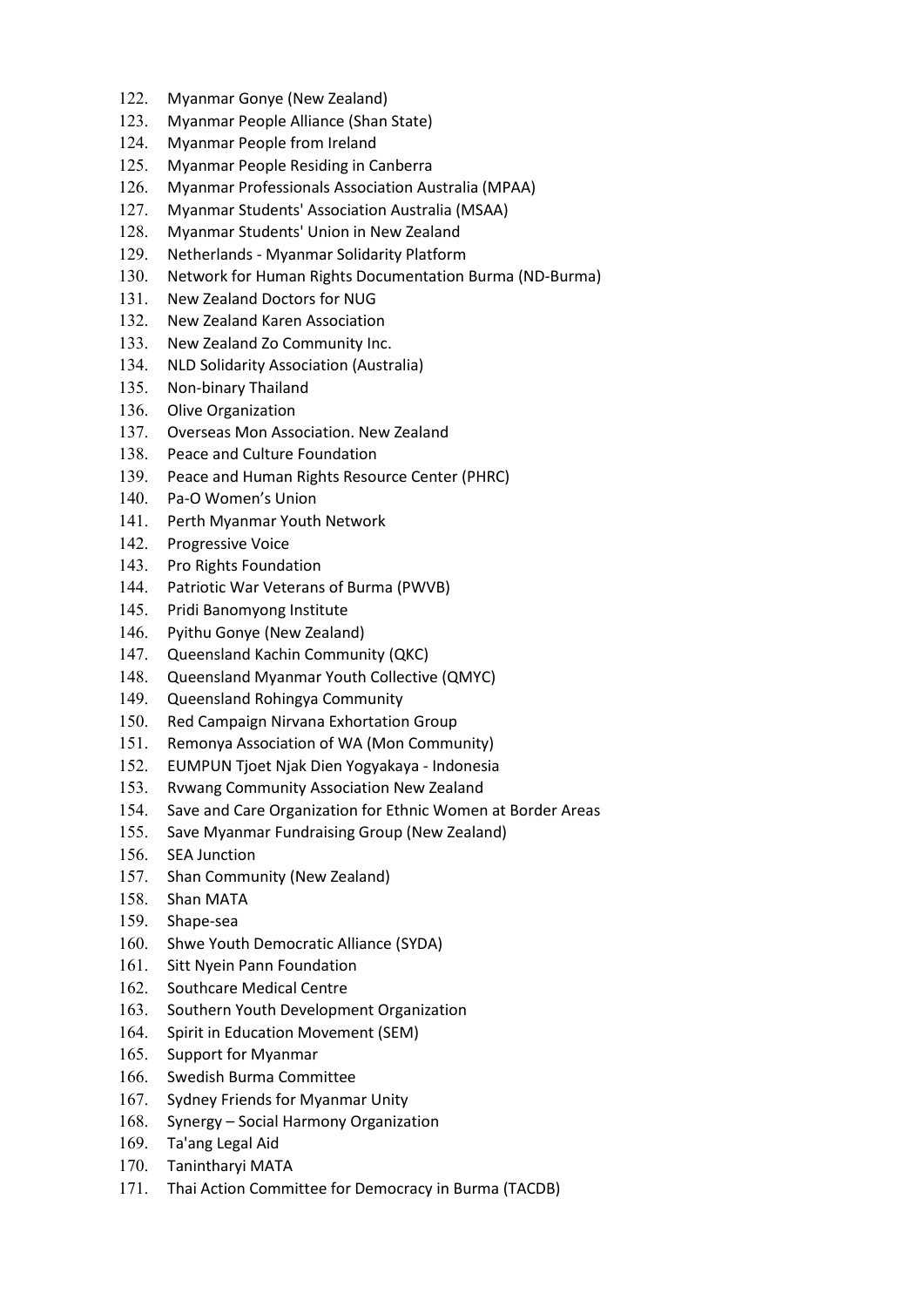122. Myanmar Gonye (New Zealand)
123. Myanmar People Alliance (Shan State)
124. Myanmar People from Ireland
125. Myanmar People Residing in Canberra
126. Myanmar Professionals Association Australia (MPAA)
127. Myanmar Students' Association Australia (MSAA)
128. Myanmar Students' Union in New Zealand
129. Netherlands - Myanmar Solidarity Platform
130. Network for Human Rights Documentation Burma (ND-Burma)
131. New Zealand Doctors for NUG
132. New Zealand Karen Association
133. New Zealand Zo Community Inc.
134. NLD Solidarity Association (Australia)
135. Non-binary Thailand
136. Olive Organization
137. Overseas Mon Association. New Zealand
138. Peace and Culture Foundation
139. Peace and Human Rights Resource Center (PHRC)
140. Pa-O Women's Union
141. Perth Myanmar Youth Network
142. Progressive Voice
143. Pro Rights Foundation
144. Patriotic War Veterans of Burma (PWVB)
145. Pridi Banomyong Institute
146. Pyithu Gonye (New Zealand)
147. Queensland Kachin Community (QKC)
148. Queensland Myanmar Youth Collective (QMYC)
149. Queensland Rohingya Community
150. Red Campaign Nirvana Exhortation Group
151. Remonya Association of WA (Mon Community)
152. EUMPUN Tjoet Njak Dien Yogyakaya - Indonesia
153. Rvwang Community Association New Zealand
154. Save and Care Organization for Ethnic Women at Border Areas
155. Save Myanmar Fundraising Group (New Zealand)
156. SEA Junction
157. Shan Community (New Zealand)
158. Shan MATA
159. Shape-sea
160. Shwe Youth Democratic Alliance (SYDA)
161. Sitt Nyein Pann Foundation
162. Southcare Medical Centre
163. Southern Youth Development Organization
164. Spirit in Education Movement (SEM)
165. Support for Myanmar
166. Swedish Burma Committee
167. Sydney Friends for Myanmar Unity
168. Synergy – Social Harmony Organization
169. Ta'ang Legal Aid
170. Tanintharyi MATA
171. Thai Action Committee for Democracy in Burma (TACDB)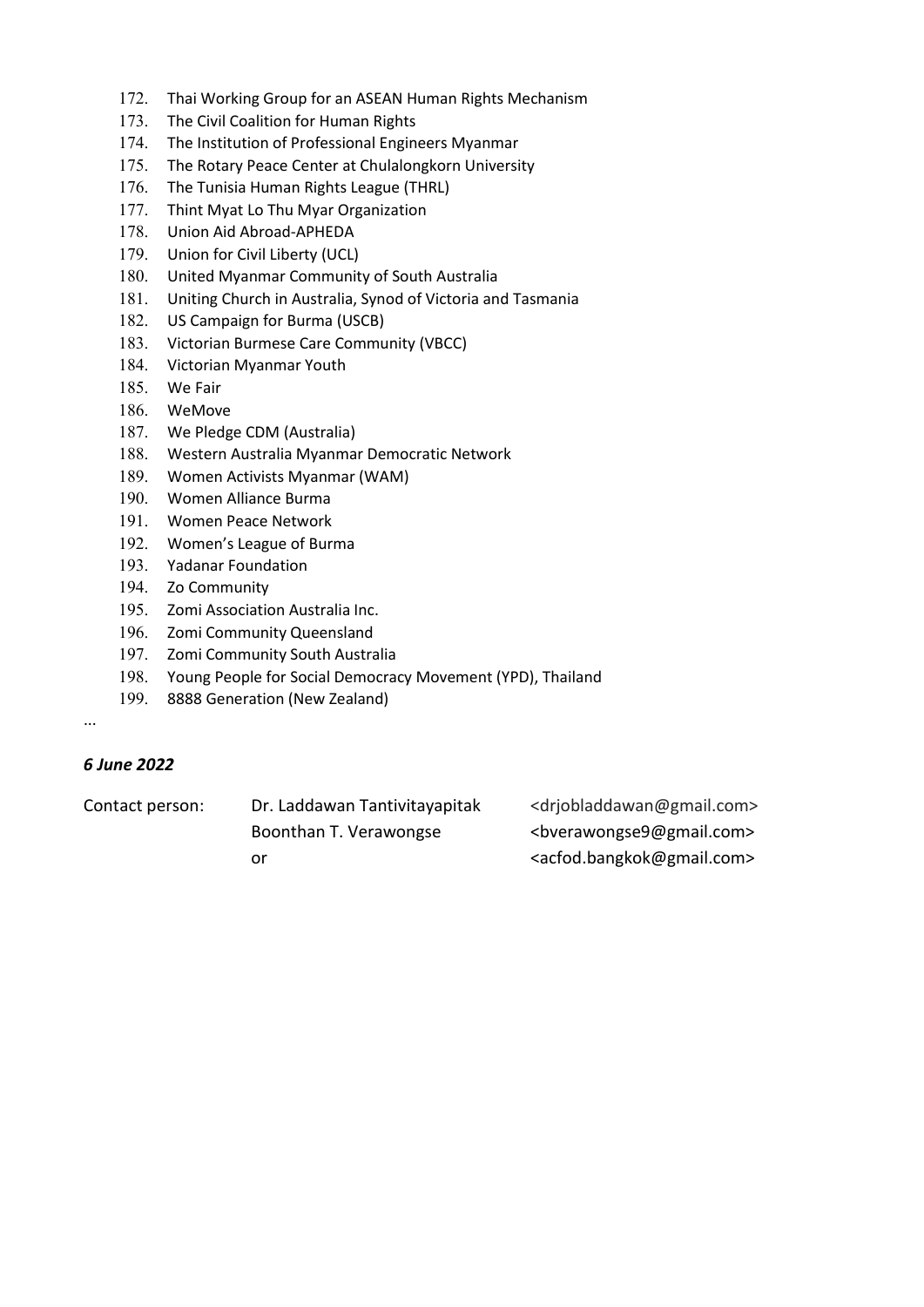172. Thai Working Group for an ASEAN Human Rights Mechanism
173. The Civil Coalition for Human Rights
174. The Institution of Professional Engineers Myanmar
175. The Rotary Peace Center at Chulalongkorn University
176. The Tunisia Human Rights League (THRL)
177. Thint Myat Lo Thu Myar Organization
178. Union Aid Abroad-APHEDA
179. Union for Civil Liberty (UCL)
180. United Myanmar Community of South Australia
181. Uniting Church in Australia, Synod of Victoria and Tasmania
182. US Campaign for Burma (USCB)
183. Victorian Burmese Care Community (VBCC)
184. Victorian Myanmar Youth
185. We Fair
186. WeMove
187. We Pledge CDM (Australia)
188. Western Australia Myanmar Democratic Network
189. Women Activists Myanmar (WAM)
190. Women Alliance Burma
191. Women Peace Network
192. Women's League of Burma
193. Yadanar Foundation
194. Zo Community
195. Zomi Association Australia Inc.
196. Zomi Community Queensland
197. Zomi Community South Australia
198. Young People for Social Democracy Movement (YPD), Thailand
199. 8888 Generation (New Zealand)

...

***6 June 2022***

| | | |
|---|---|---|
| Contact person: | Dr. Laddawan Tantivitayapitak | <drjobladdawan@gmail.com> |
| | Boonthan T. Verawongse | <bverawongse9@gmail.com> |
| | or | <acfod.bangkok@gmail.com> |